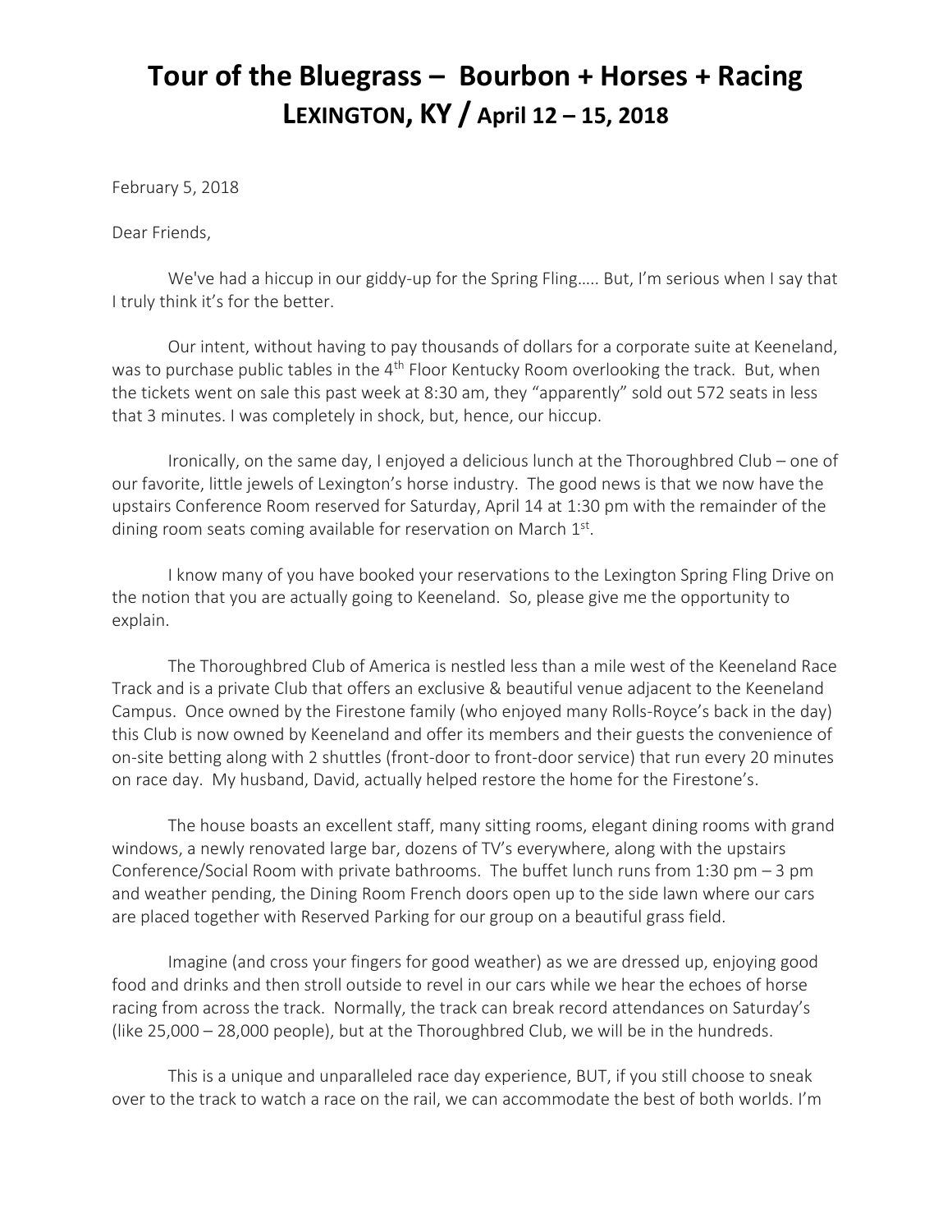# Tour of the Bluegrass – Bourbon + Horses + Racing
## LEXINGTON, KY / April 12 – 15, 2018

February 5, 2018

Dear Friends,

We've had a hiccup in our giddy-up for the Spring Fling….. But, I'm serious when I say that I truly think it's for the better.

Our intent, without having to pay thousands of dollars for a corporate suite at Keeneland, was to purchase public tables in the 4th Floor Kentucky Room overlooking the track. But, when the tickets went on sale this past week at 8:30 am, they "apparently" sold out 572 seats in less that 3 minutes. I was completely in shock, but, hence, our hiccup.

Ironically, on the same day, I enjoyed a delicious lunch at the Thoroughbred Club – one of our favorite, little jewels of Lexington's horse industry. The good news is that we now have the upstairs Conference Room reserved for Saturday, April 14 at 1:30 pm with the remainder of the dining room seats coming available for reservation on March 1st.

I know many of you have booked your reservations to the Lexington Spring Fling Drive on the notion that you are actually going to Keeneland. So, please give me the opportunity to explain.

The Thoroughbred Club of America is nestled less than a mile west of the Keeneland Race Track and is a private Club that offers an exclusive & beautiful venue adjacent to the Keeneland Campus. Once owned by the Firestone family (who enjoyed many Rolls-Royce's back in the day) this Club is now owned by Keeneland and offer its members and their guests the convenience of on-site betting along with 2 shuttles (front-door to front-door service) that run every 20 minutes on race day. My husband, David, actually helped restore the home for the Firestone's.

The house boasts an excellent staff, many sitting rooms, elegant dining rooms with grand windows, a newly renovated large bar, dozens of TV's everywhere, along with the upstairs Conference/Social Room with private bathrooms. The buffet lunch runs from 1:30 pm – 3 pm and weather pending, the Dining Room French doors open up to the side lawn where our cars are placed together with Reserved Parking for our group on a beautiful grass field.

Imagine (and cross your fingers for good weather) as we are dressed up, enjoying good food and drinks and then stroll outside to revel in our cars while we hear the echoes of horse racing from across the track. Normally, the track can break record attendances on Saturday's (like 25,000 – 28,000 people), but at the Thoroughbred Club, we will be in the hundreds.

This is a unique and unparalleled race day experience, BUT, if you still choose to sneak over to the track to watch a race on the rail, we can accommodate the best of both worlds. I'm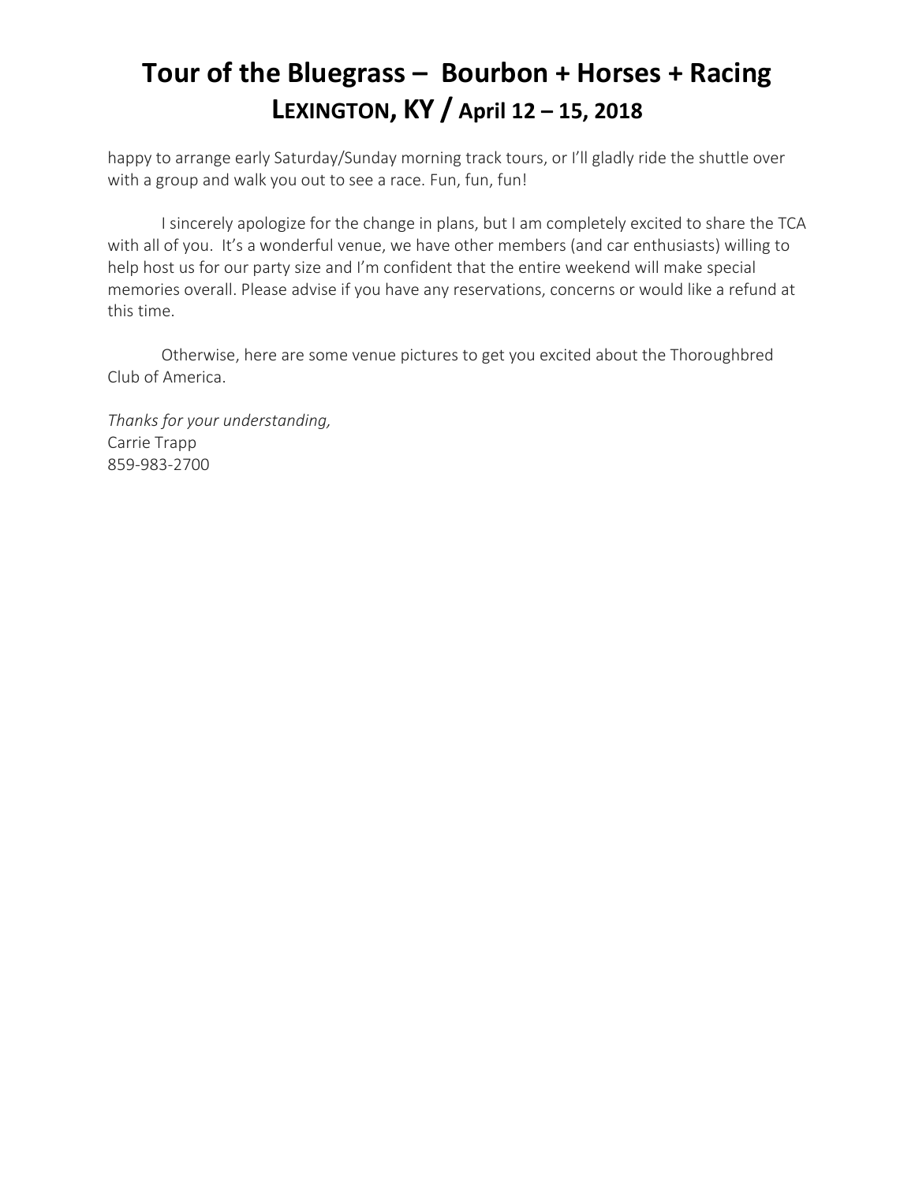happy to arrange early Saturday/Sunday morning track tours, or I'll gladly ride the shuttle over with a group and walk you out to see a race. Fun, fun, fun!

I sincerely apologize for the change in plans, but I am completely excited to share the TCA with all of you. It's a wonderful venue, we have other members (and car enthusiasts) willing to help host us for our party size and I'm confident that the entire weekend will make special memories overall. Please advise if you have any reservations, concerns or would like a refund at this time.

Otherwise, here are some venue pictures to get you excited about the Thoroughbred Club of America.

*Thanks for your understanding,*
Carrie Trapp
859-983-2700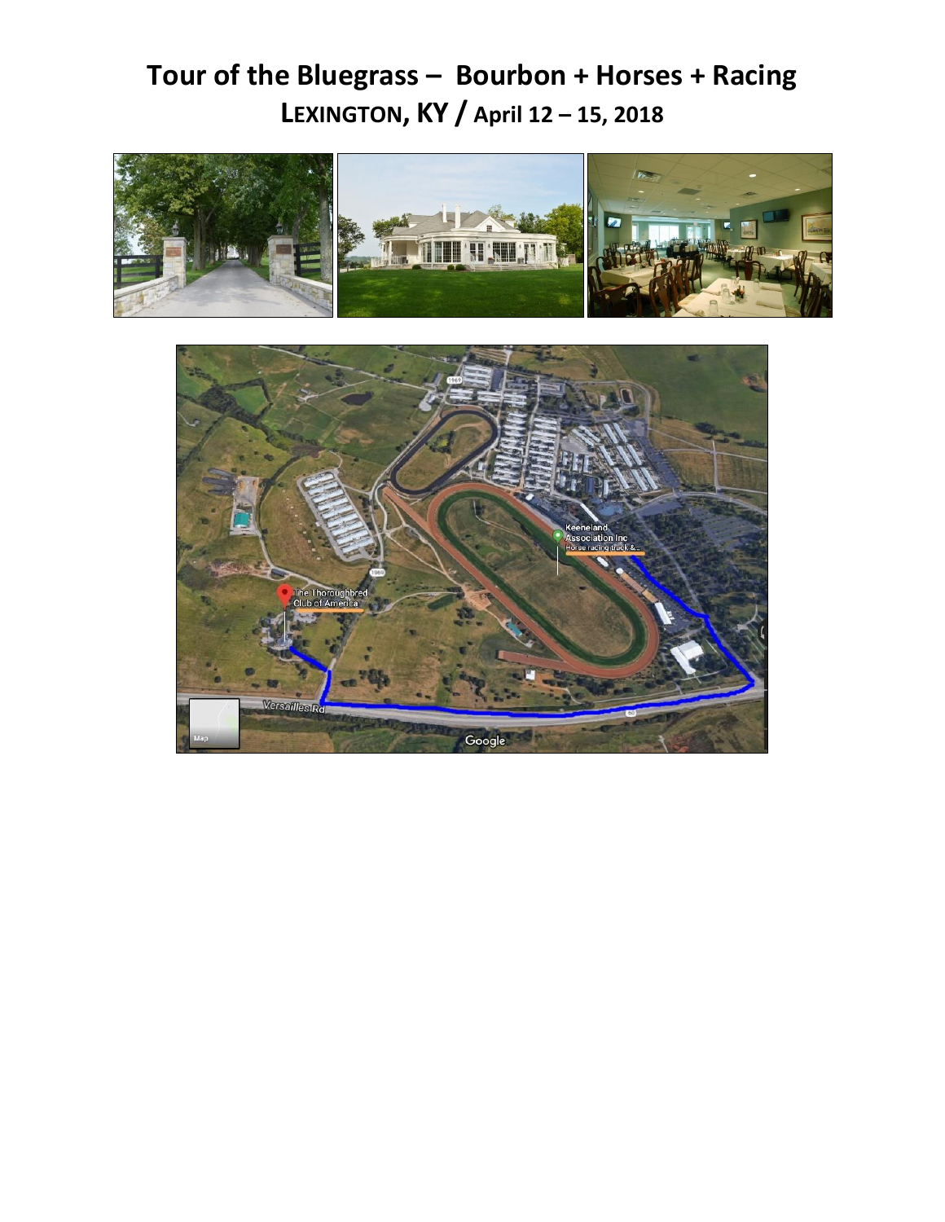# Tour of the Bluegrass – Bourbon + Horses + Racing

## LEXINGTON, KY / April 12 – 15, 2018